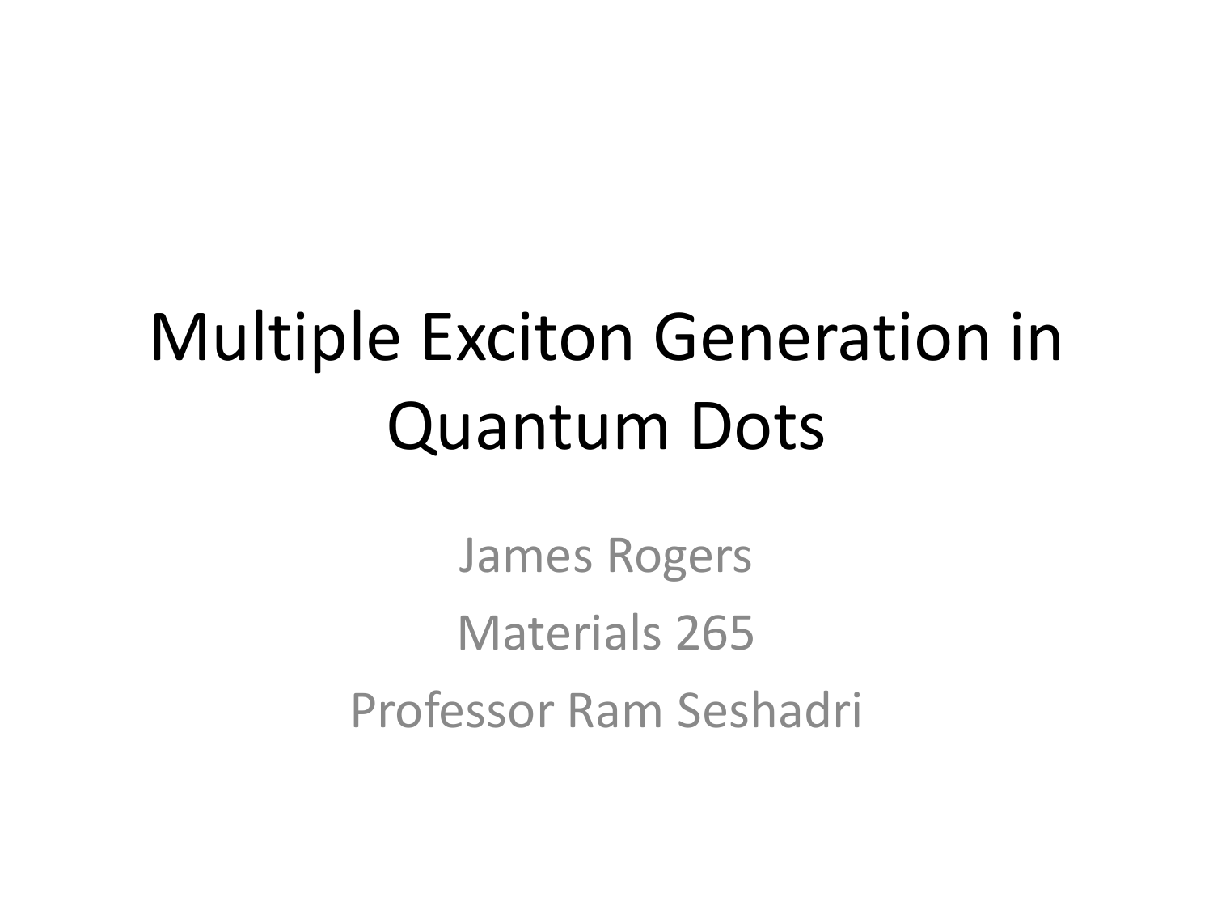# Multiple Exciton Generation in Quantum Dots

James Rogers

Materials 265

Professor Ram Seshadri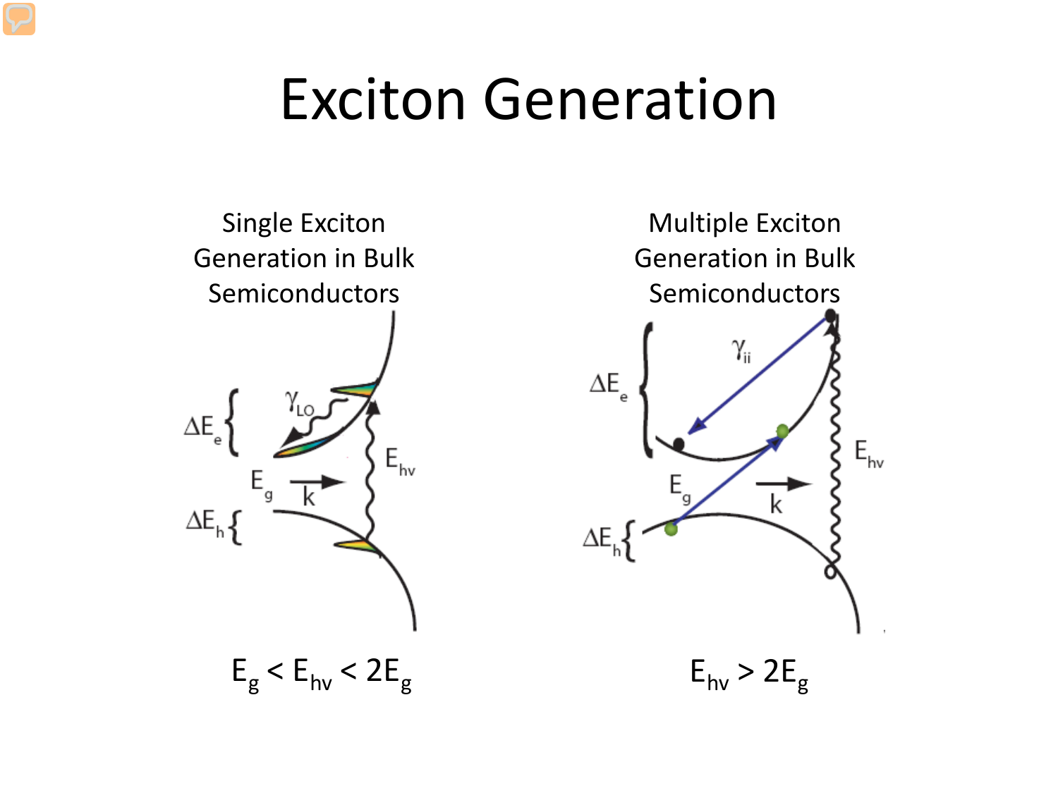# Exciton Generation

Single Exciton Generation in Bulk Semiconductors

$\Delta E_e$

$\gamma_{LO}$

$E_{hv}$

$E_g$

$k$

$\Delta E_h$

$E_g < E_{hv} < 2E_g$

Multiple Exciton Generation in Bulk Semiconductors

$\gamma_{ii}$

$\Delta E_e$

$E_{hv}$

$E_g$

$k$

$\Delta E_h$

$E_{hv} > 2E_g$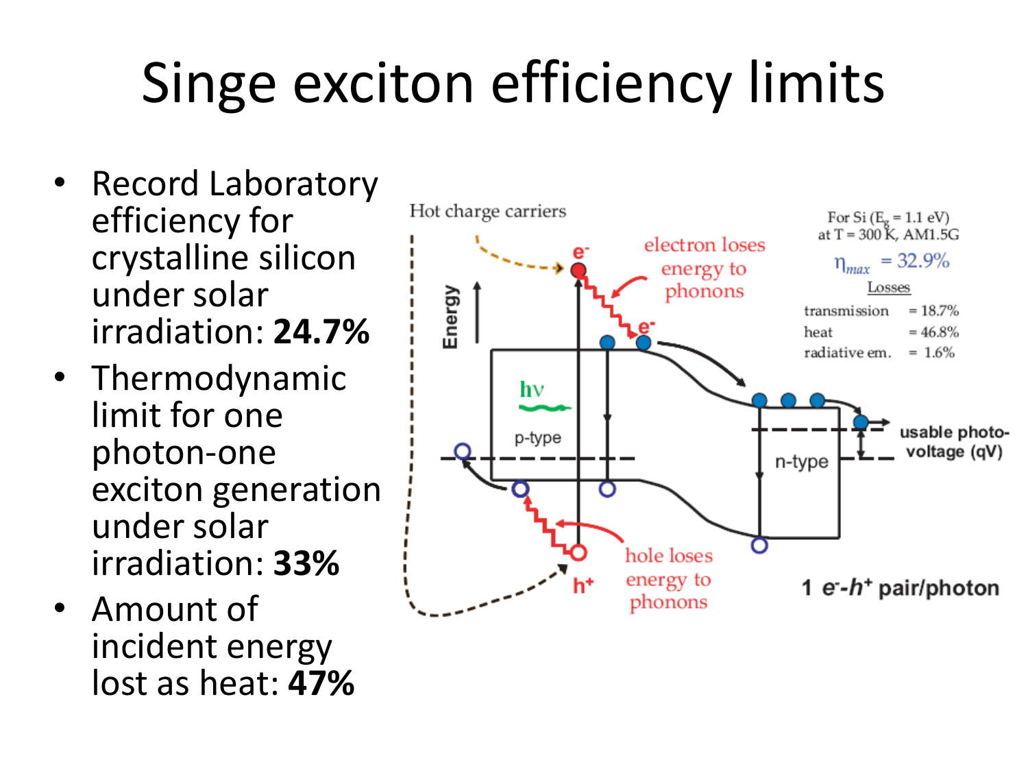# Singe exciton efficiency limits

- Record Laboratory efficiency for crystalline silicon under solar irradiation: **24.7%**
- Thermodynamic limit for one photon-one exciton generation under solar irradiation: **33%**
- Amount of incident energy lost as heat: **47%**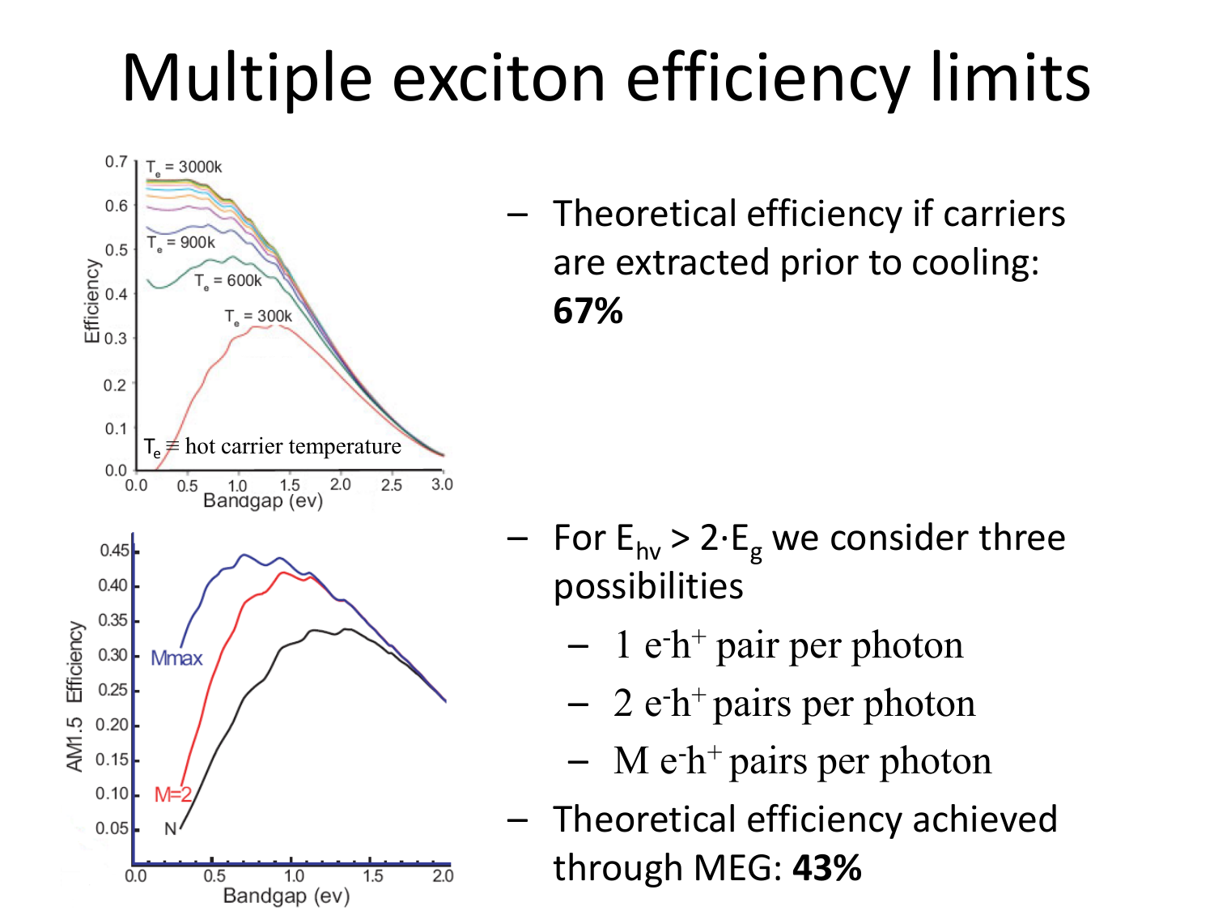# Multiple exciton efficiency limits

- Theoretical efficiency if carriers are extracted prior to cooling: **67%**

- For $E_{h\nu} > 2 \cdot E_g$ we consider three possibilities
  - 1 $e^-h^+$ pair per photon
  - 2 $e^-h^+$ pairs per photon
  - M $e^-h^+$ pairs per photon
- Theoretical efficiency achieved through MEG: **43%**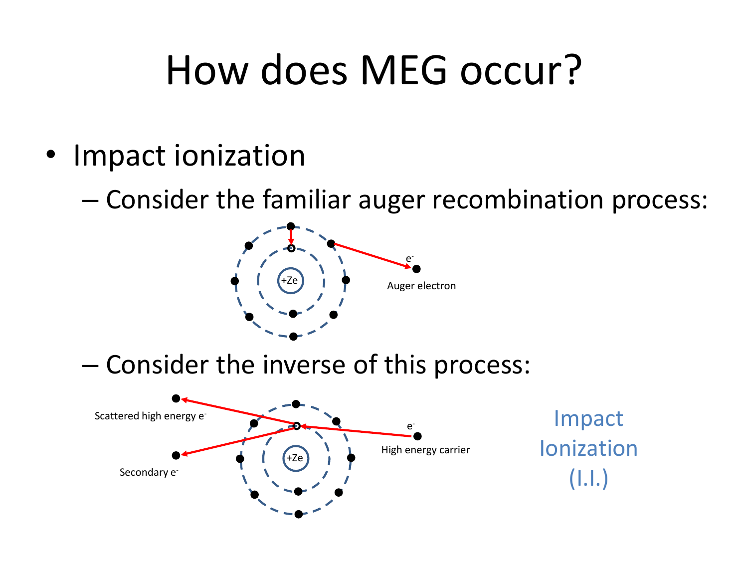# How does MEG occur?

- Impact ionization
  - Consider the familiar auger recombination process:

    $e^-$

    Auger electron

  - Consider the inverse of this process:

    Scattered high energy $e^-$

    Secondary $e^-$

    $e^-$

    High energy carrier

Impact Ionization (I.I.)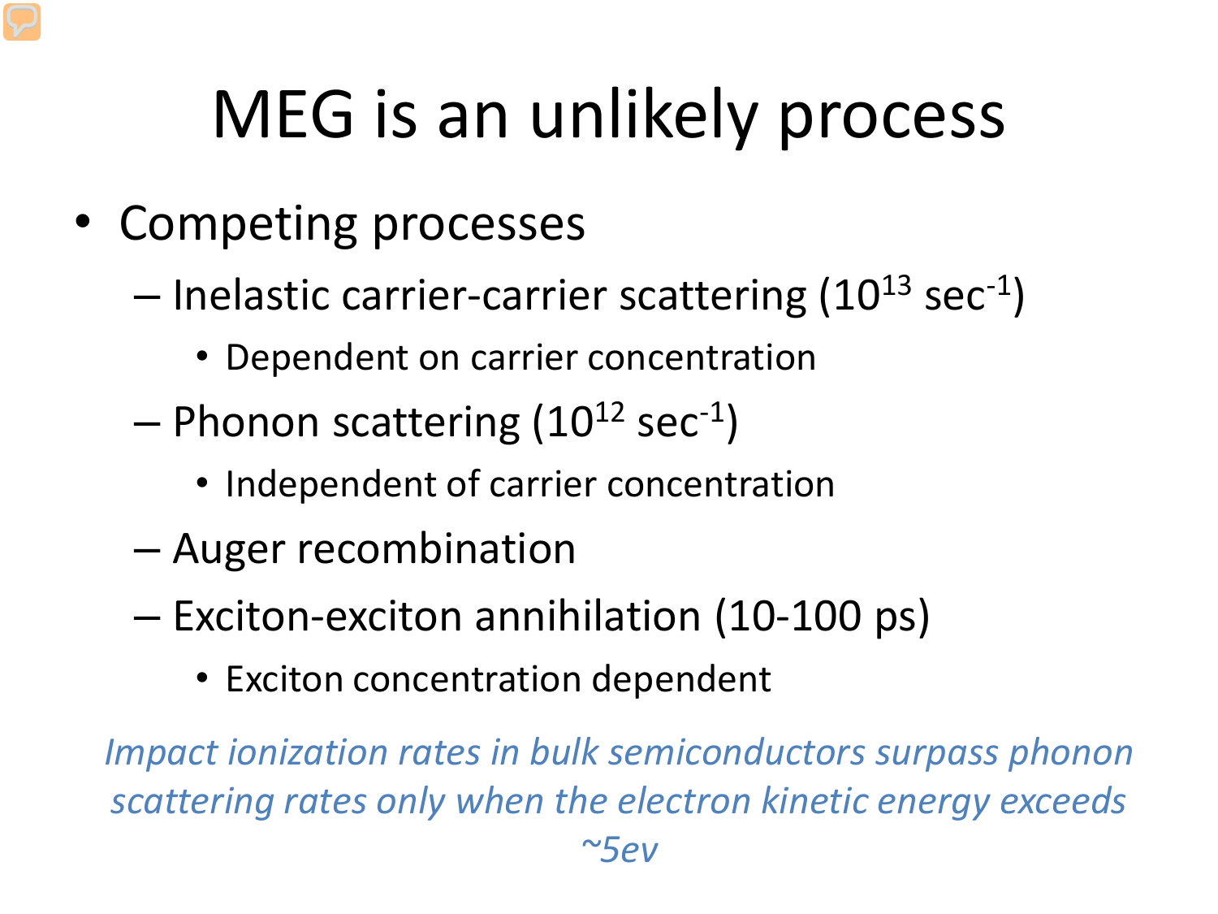# MEG is an unlikely process

- Competing processes
  - Inelastic carrier-carrier scattering ($10^{13}$ $sec^{-1}$)
    - Dependent on carrier concentration
  - Phonon scattering ($10^{12}$ $sec^{-1}$)
    - Independent of carrier concentration
  - Auger recombination
  - Exciton-exciton annihilation (10-100 ps)
    - Exciton concentration dependent

*Impact ionization rates in bulk semiconductors surpass phonon scattering rates only when the electron kinetic energy exceeds ~5ev*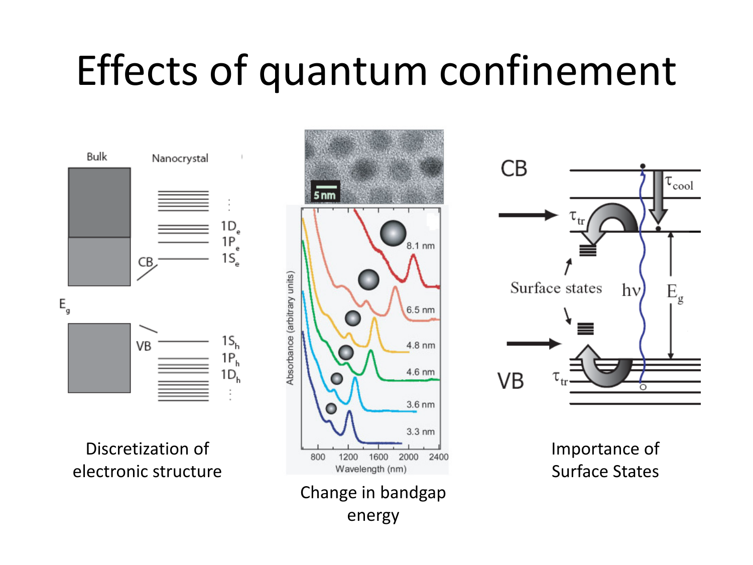# Effects of quantum confinement

Discretization of electronic structure

Change in bandgap energy

Importance of Surface States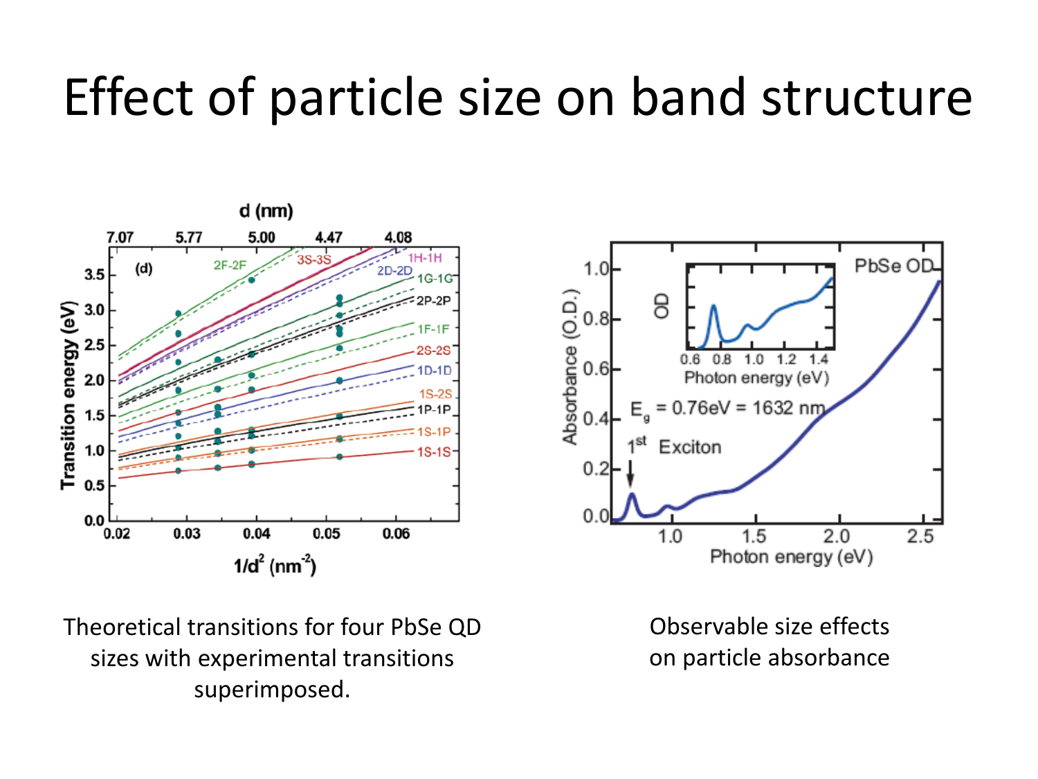# Effect of particle size on band structure

Theoretical transitions for four PbSe QD sizes with experimental transitions superimposed.

Observable size effects on particle absorbance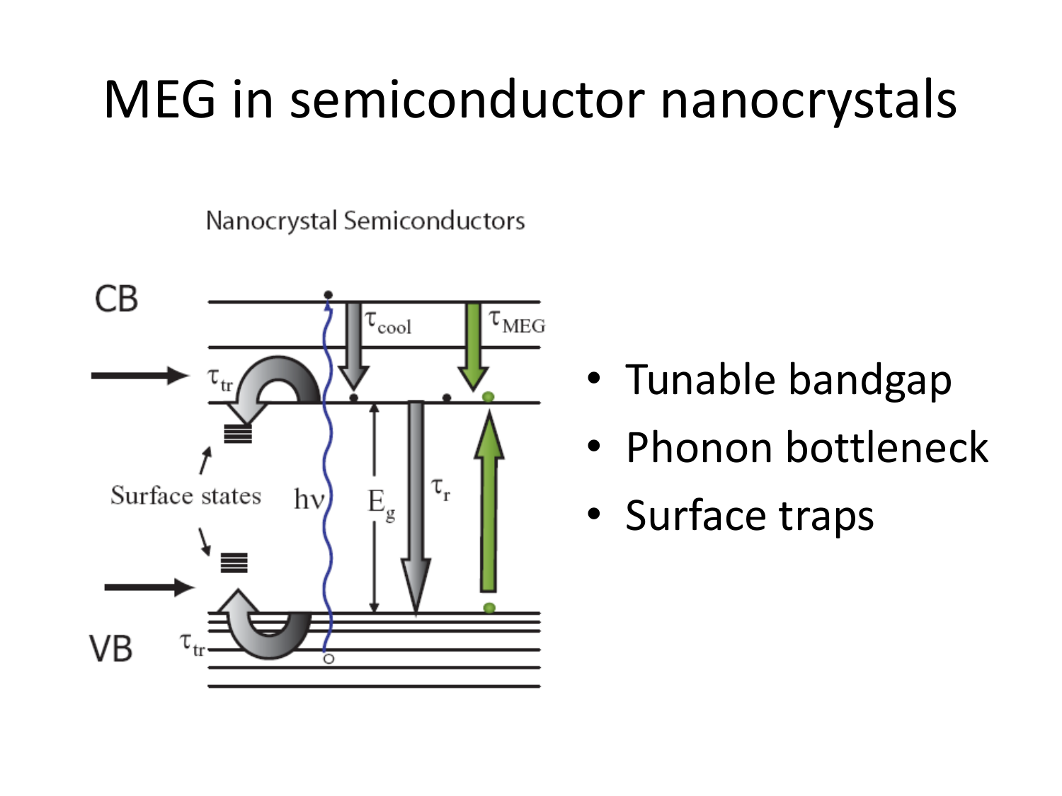# MEG in semiconductor nanocrystals

- Tunable bandgap
- Phonon bottleneck
- Surface traps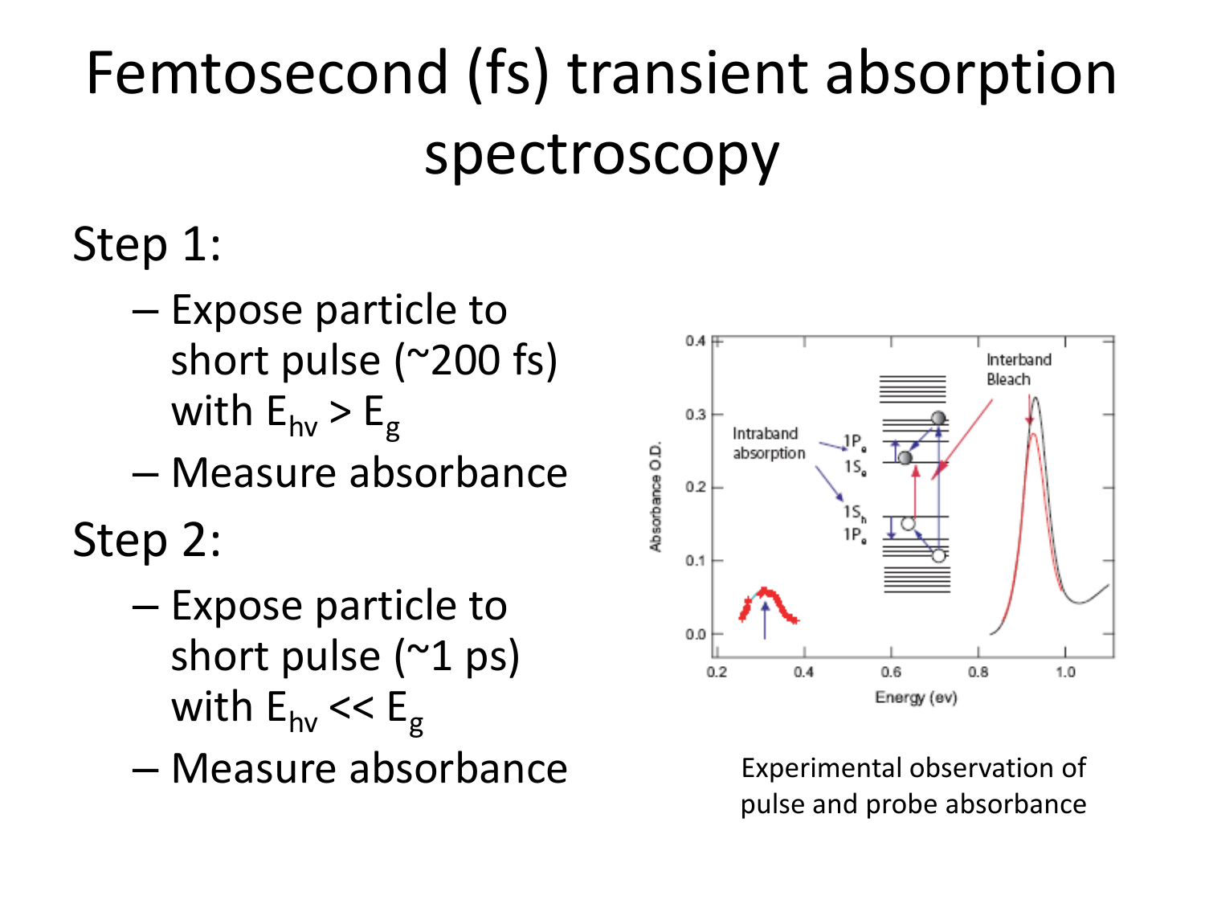# Femtosecond (fs) transient absorption spectroscopy

Step 1:

- Expose particle to short pulse (~200 fs) with $E_{h\nu} > E_g$
- Measure absorbance

Step 2:

- Expose particle to short pulse (~1 ps) with $E_{h\nu} << E_g$
- Measure absorbance

Experimental observation of pulse and probe absorbance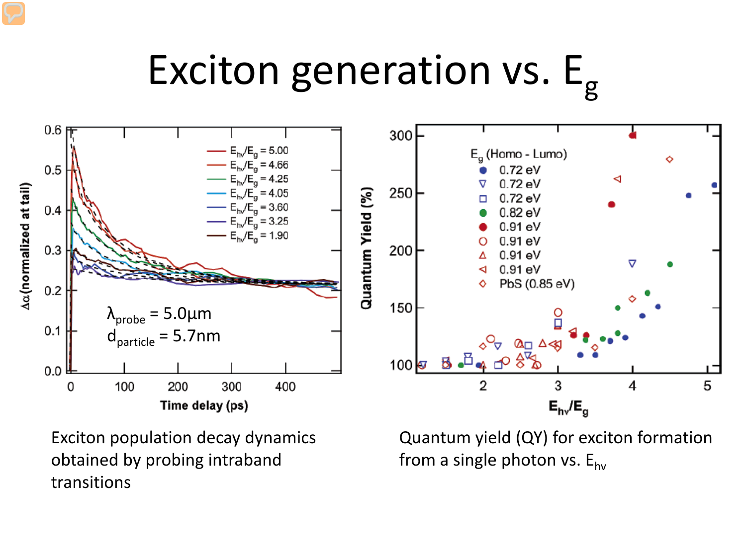# Exciton generation vs. $E_g$

$\lambda_{probe}$ = 5.0µm
$d_{particle}$ = 5.7nm

Exciton population decay dynamics obtained by probing intraband transitions

Quantum yield (QY) for exciton formation from a single photon vs. $E_{hv}$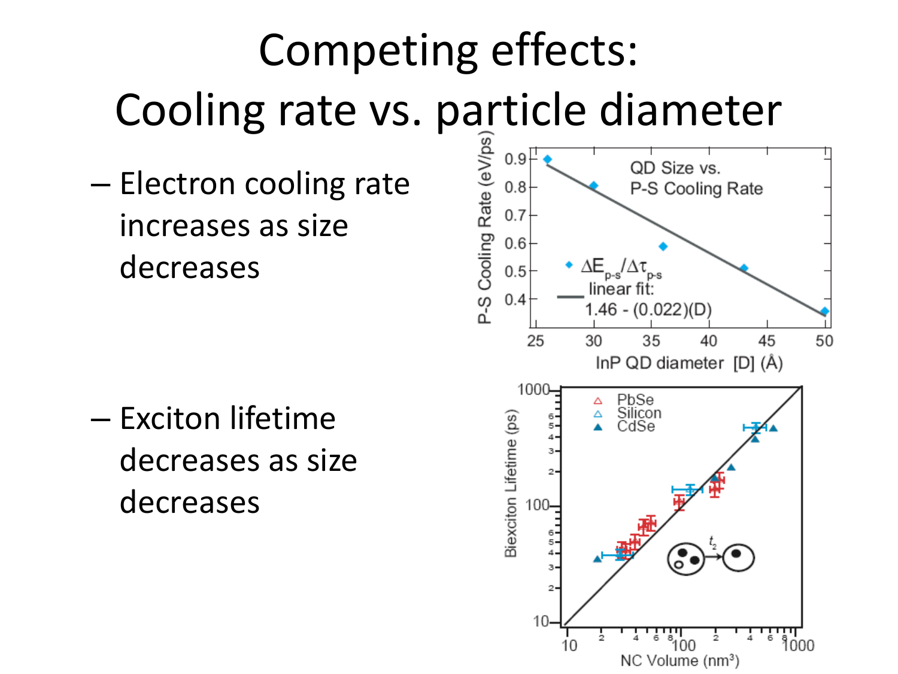# Competing effects: Cooling rate vs. particle diameter

- Electron cooling rate increases as size decreases

- Exciton lifetime decreases as size decreases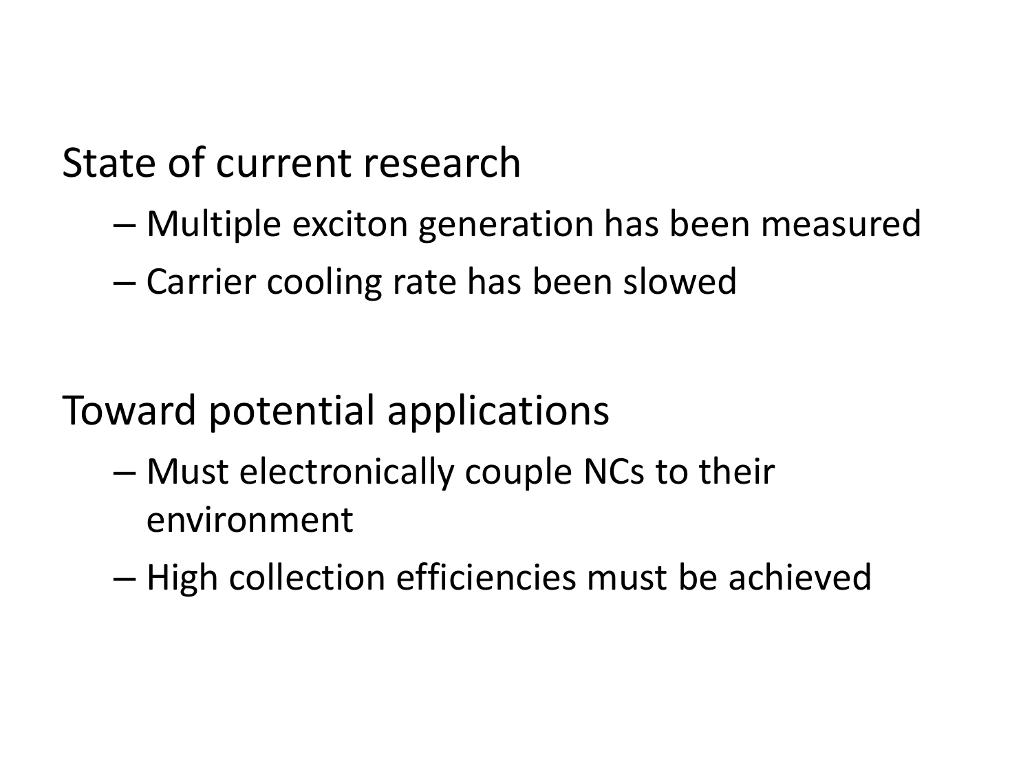State of current research

- Multiple exciton generation has been measured
- Carrier cooling rate has been slowed

Toward potential applications

- Must electronically couple NCs to their environment
- High collection efficiencies must be achieved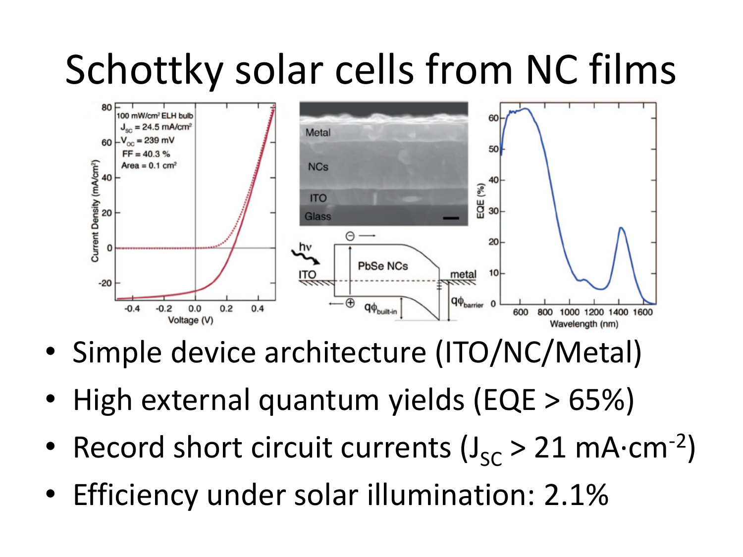# Schottky solar cells from NC films

- Simple device architecture (ITO/NC/Metal)
- High external quantum yields (EQE > 65%)
- Record short circuit currents ($J_{SC}$ > 21 mA·cm$^{-2}$)
- Efficiency under solar illumination: 2.1%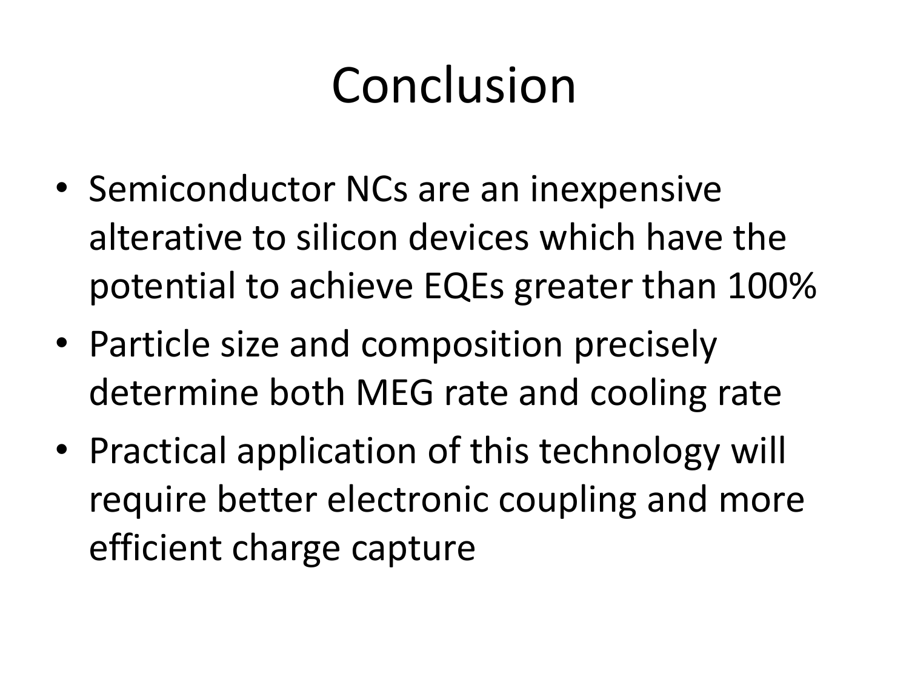# Conclusion

- Semiconductor NCs are an inexpensive alterative to silicon devices which have the potential to achieve EQEs greater than 100%
- Particle size and composition precisely determine both MEG rate and cooling rate
- Practical application of this technology will require better electronic coupling and more efficient charge capture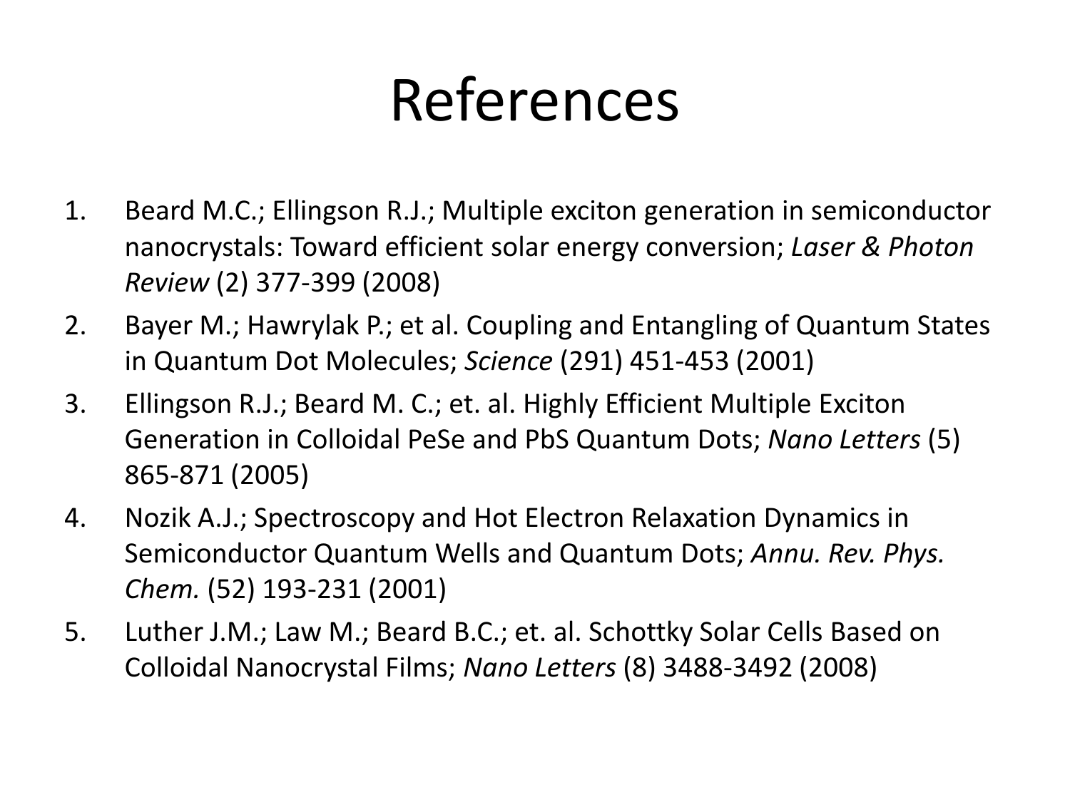# References

1. Beard M.C.; Ellingson R.J.; Multiple exciton generation in semiconductor nanocrystals: Toward efficient solar energy conversion; *Laser & Photon Review* (2) 377-399 (2008)
2. Bayer M.; Hawrylak P.; et al. Coupling and Entangling of Quantum States in Quantum Dot Molecules; *Science* (291) 451-453 (2001)
3. Ellingson R.J.; Beard M. C.; et. al. Highly Efficient Multiple Exciton Generation in Colloidal PeSe and PbS Quantum Dots; *Nano Letters* (5) 865-871 (2005)
4. Nozik A.J.; Spectroscopy and Hot Electron Relaxation Dynamics in Semiconductor Quantum Wells and Quantum Dots; *Annu. Rev. Phys. Chem.* (52) 193-231 (2001)
5. Luther J.M.; Law M.; Beard B.C.; et. al. Schottky Solar Cells Based on Colloidal Nanocrystal Films; *Nano Letters* (8) 3488-3492 (2008)